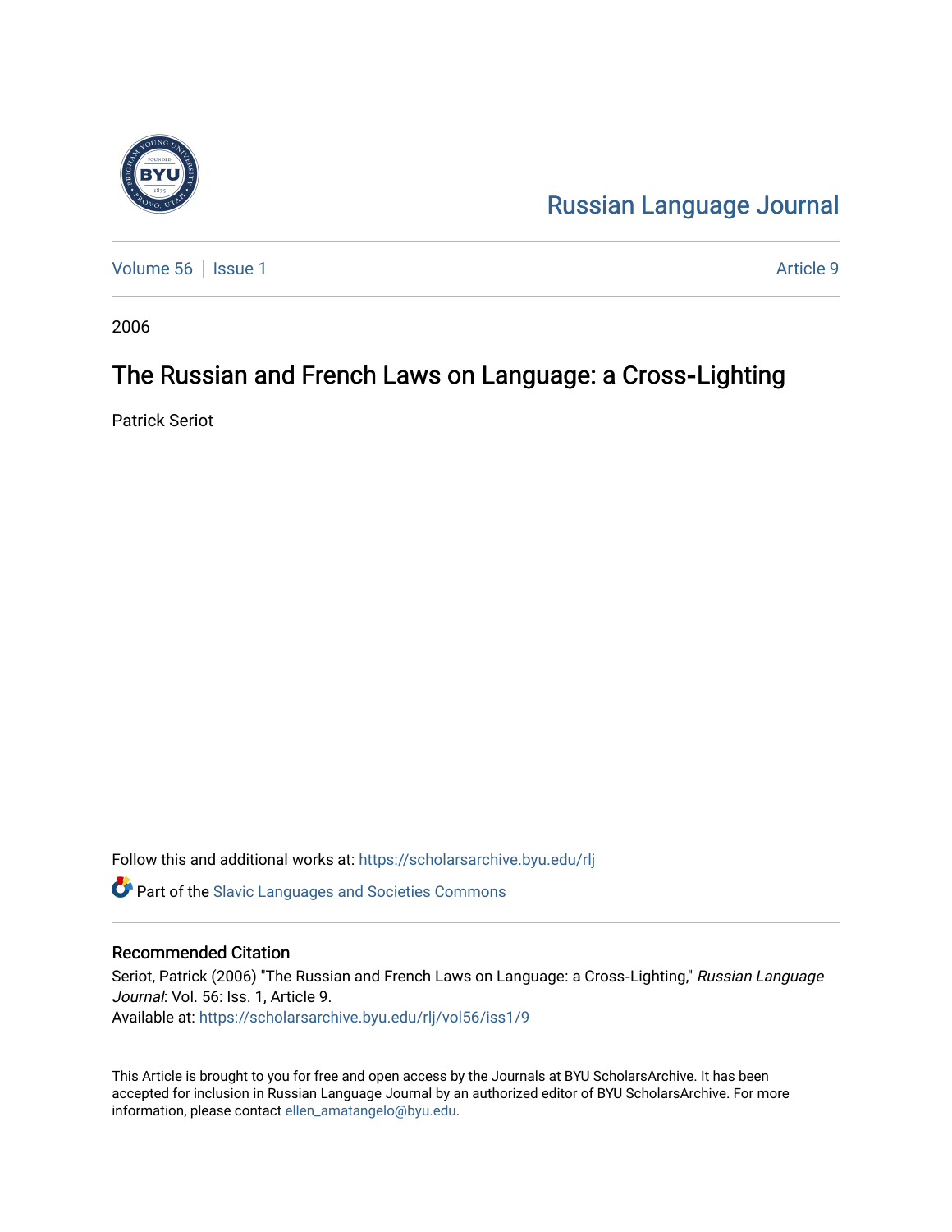# Russian Language Journal

Volume 56 | Issue 1 | Article 9

2006

## The Russian and French Laws on Language: a Cross-Lighting

Patrick Seriot

Follow this and additional works at: https://scholarsarchive.byu.edu/rlj

Part of the Slavic Languages and Societies Commons

### Recommended Citation

Seriot, Patrick (2006) "The Russian and French Laws on Language: a Cross-Lighting," *Russian Language Journal*: Vol. 56: Iss. 1, Article 9.
Available at: https://scholarsarchive.byu.edu/rlj/vol56/iss1/9

This Article is brought to you for free and open access by the Journals at BYU ScholarsArchive. It has been accepted for inclusion in Russian Language Journal by an authorized editor of BYU ScholarsArchive. For more information, please contact ellen_amatangelo@byu.edu.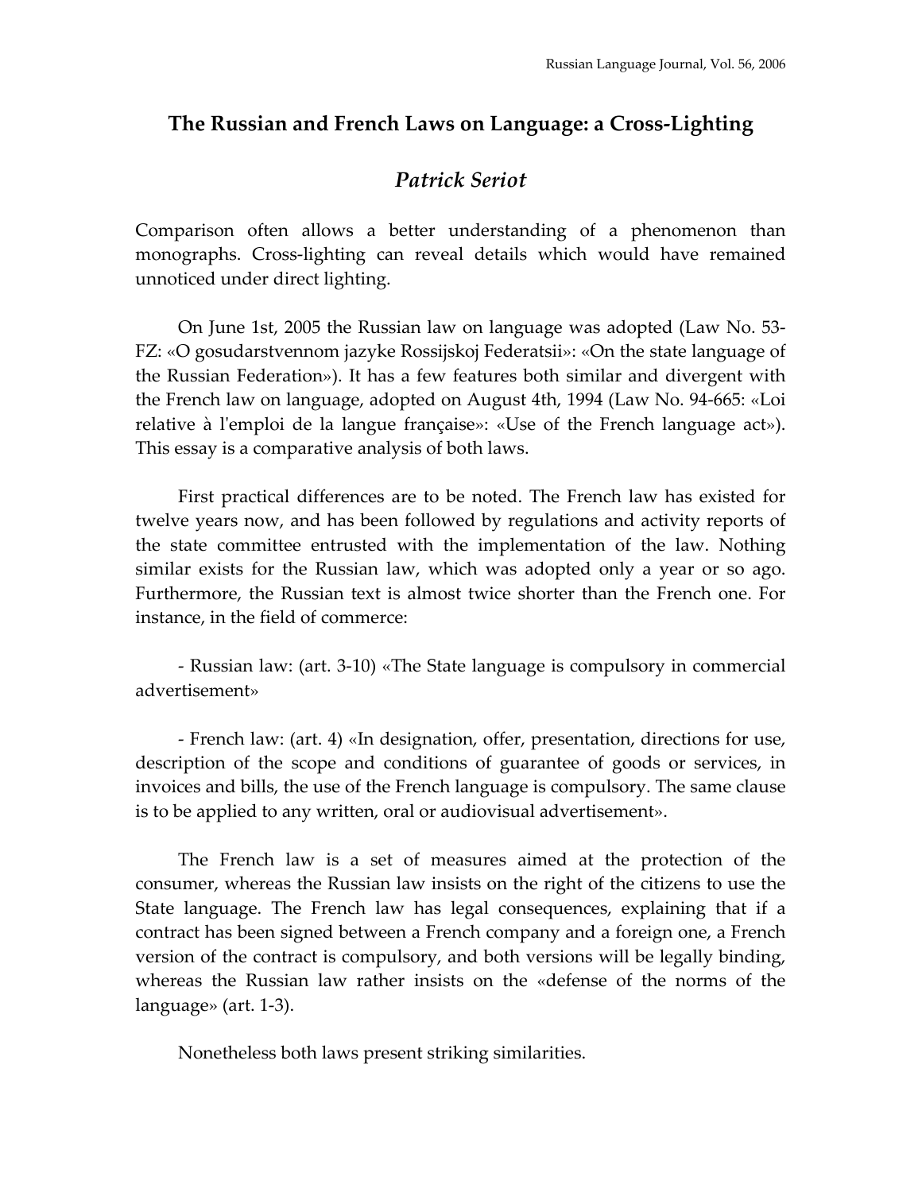# The Russian and French Laws on Language: a Cross-Lighting

## *Patrick Seriot*

Comparison often allows a better understanding of a phenomenon than monographs. Cross-lighting can reveal details which would have remained unnoticed under direct lighting.

On June 1st, 2005 the Russian law on language was adopted (Law No. 53-FZ: «O gosudarstvennom jazyke Rossijskoj Federatsii»: «On the state language of the Russian Federation»). It has a few features both similar and divergent with the French law on language, adopted on August 4th, 1994 (Law No. 94-665: «Loi relative à l'emploi de la langue française»: «Use of the French language act»). This essay is a comparative analysis of both laws.

First practical differences are to be noted. The French law has existed for twelve years now, and has been followed by regulations and activity reports of the state committee entrusted with the implementation of the law. Nothing similar exists for the Russian law, which was adopted only a year or so ago. Furthermore, the Russian text is almost twice shorter than the French one. For instance, in the field of commerce:

- Russian law: (art. 3-10) «The State language is compulsory in commercial advertisement»

- French law: (art. 4) «In designation, offer, presentation, directions for use, description of the scope and conditions of guarantee of goods or services, in invoices and bills, the use of the French language is compulsory. The same clause is to be applied to any written, oral or audiovisual advertisement».

The French law is a set of measures aimed at the protection of the consumer, whereas the Russian law insists on the right of the citizens to use the State language. The French law has legal consequences, explaining that if a contract has been signed between a French company and a foreign one, a French version of the contract is compulsory, and both versions will be legally binding, whereas the Russian law rather insists on the «defense of the norms of the language» (art. 1-3).

Nonetheless both laws present striking similarities.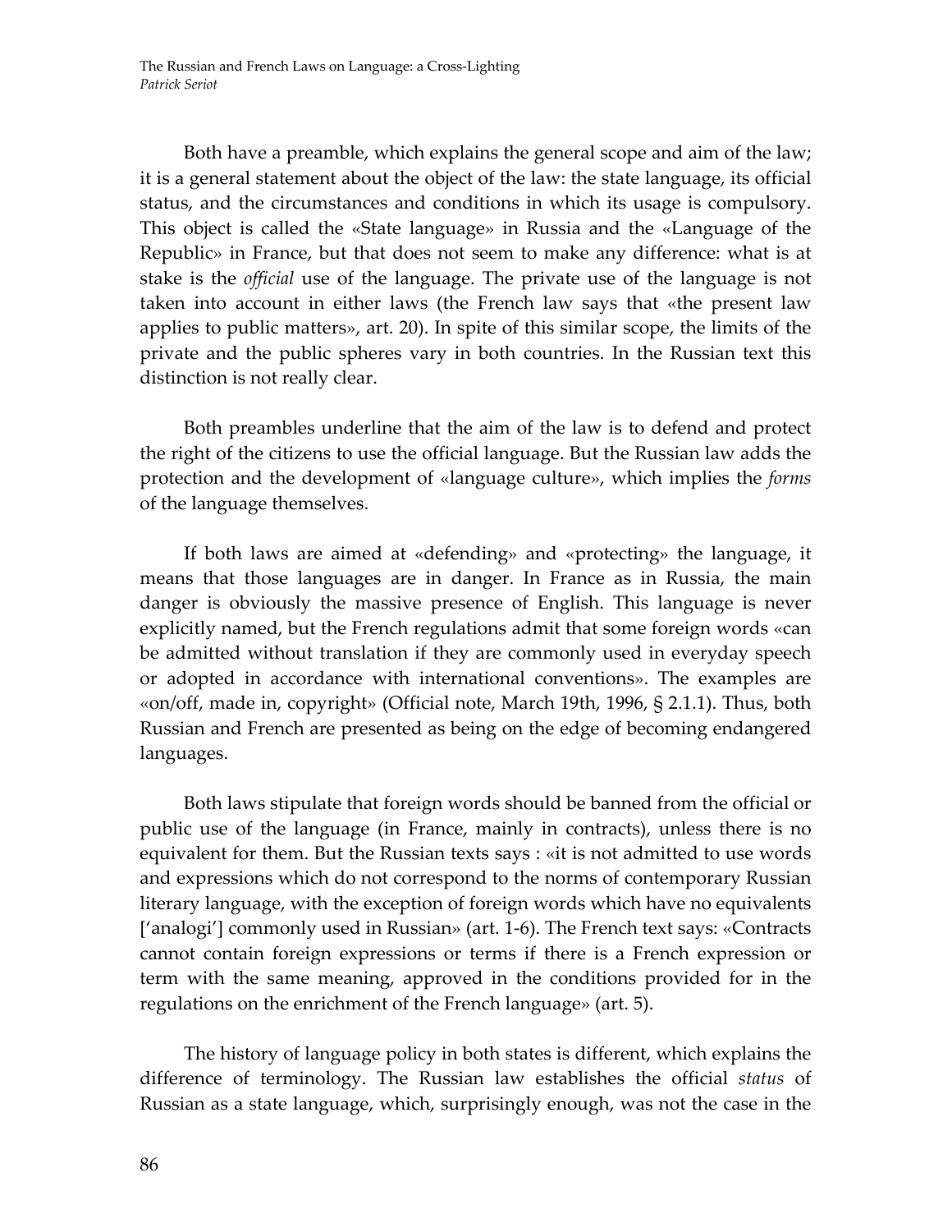Both have a preamble, which explains the general scope and aim of the law; it is a general statement about the object of the law: the state language, its official status, and the circumstances and conditions in which its usage is compulsory. This object is called the «State language» in Russia and the «Language of the Republic» in France, but that does not seem to make any difference: what is at stake is the *official* use of the language. The private use of the language is not taken into account in either laws (the French law says that «the present law applies to public matters», art. 20). In spite of this similar scope, the limits of the private and the public spheres vary in both countries. In the Russian text this distinction is not really clear.

Both preambles underline that the aim of the law is to defend and protect the right of the citizens to use the official language. But the Russian law adds the protection and the development of «language culture», which implies the *forms* of the language themselves.

If both laws are aimed at «defending» and «protecting» the language, it means that those languages are in danger. In France as in Russia, the main danger is obviously the massive presence of English. This language is never explicitly named, but the French regulations admit that some foreign words «can be admitted without translation if they are commonly used in everyday speech or adopted in accordance with international conventions». The examples are «on/off, made in, copyright» (Official note, March 19th, 1996, § 2.1.1). Thus, both Russian and French are presented as being on the edge of becoming endangered languages.

Both laws stipulate that foreign words should be banned from the official or public use of the language (in France, mainly in contracts), unless there is no equivalent for them. But the Russian texts says : «it is not admitted to use words and expressions which do not correspond to the norms of contemporary Russian literary language, with the exception of foreign words which have no equivalents ['analogi'] commonly used in Russian» (art. 1-6). The French text says: «Contracts cannot contain foreign expressions or terms if there is a French expression or term with the same meaning, approved in the conditions provided for in the regulations on the enrichment of the French language» (art. 5).

The history of language policy in both states is different, which explains the difference of terminology. The Russian law establishes the official *status* of Russian as a state language, which, surprisingly enough, was not the case in the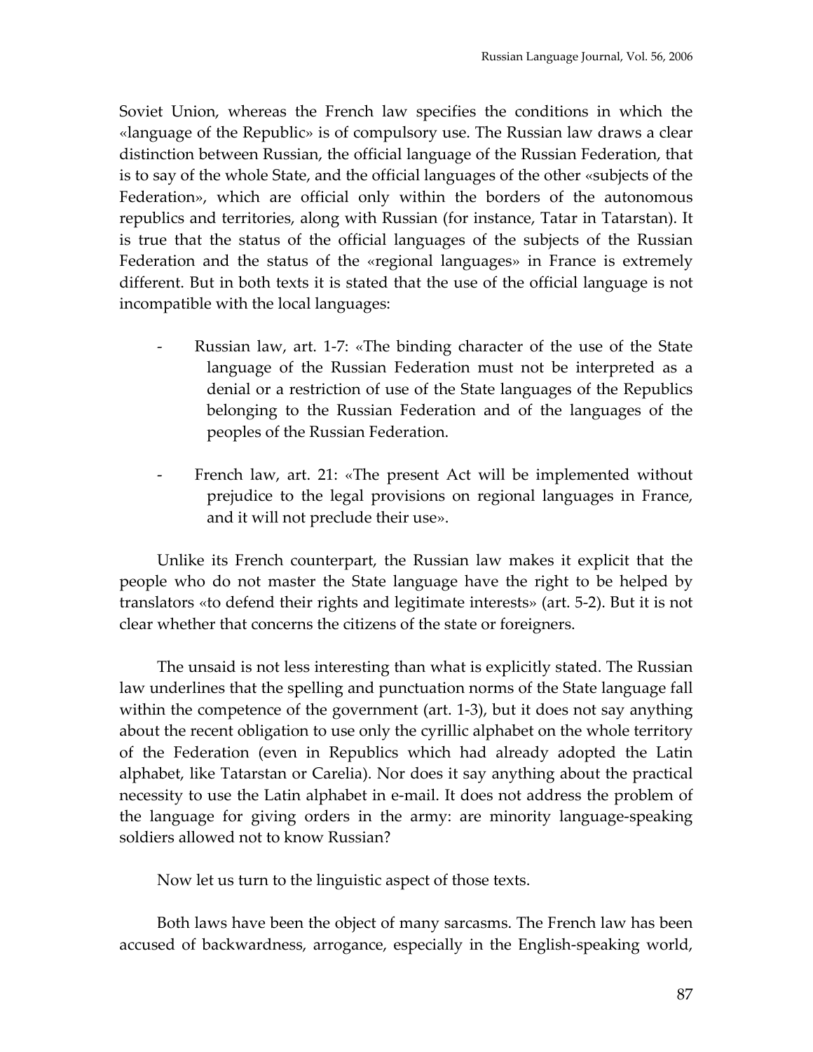Soviet Union, whereas the French law specifies the conditions in which the «language of the Republic» is of compulsory use. The Russian law draws a clear distinction between Russian, the official language of the Russian Federation, that is to say of the whole State, and the official languages of the other «subjects of the Federation», which are official only within the borders of the autonomous republics and territories, along with Russian (for instance, Tatar in Tatarstan). It is true that the status of the official languages of the subjects of the Russian Federation and the status of the «regional languages» in France is extremely different. But in both texts it is stated that the use of the official language is not incompatible with the local languages:

- Russian law, art. 1-7: «The binding character of the use of the State language of the Russian Federation must not be interpreted as a denial or a restriction of use of the State languages of the Republics belonging to the Russian Federation and of the languages of the peoples of the Russian Federation.

- French law, art. 21: «The present Act will be implemented without prejudice to the legal provisions on regional languages in France, and it will not preclude their use».

Unlike its French counterpart, the Russian law makes it explicit that the people who do not master the State language have the right to be helped by translators «to defend their rights and legitimate interests» (art. 5-2). But it is not clear whether that concerns the citizens of the state or foreigners.

The unsaid is not less interesting than what is explicitly stated. The Russian law underlines that the spelling and punctuation norms of the State language fall within the competence of the government (art. 1-3), but it does not say anything about the recent obligation to use only the cyrillic alphabet on the whole territory of the Federation (even in Republics which had already adopted the Latin alphabet, like Tatarstan or Carelia). Nor does it say anything about the practical necessity to use the Latin alphabet in e-mail. It does not address the problem of the language for giving orders in the army: are minority language-speaking soldiers allowed not to know Russian?

Now let us turn to the linguistic aspect of those texts.

Both laws have been the object of many sarcasms. The French law has been accused of backwardness, arrogance, especially in the English-speaking world,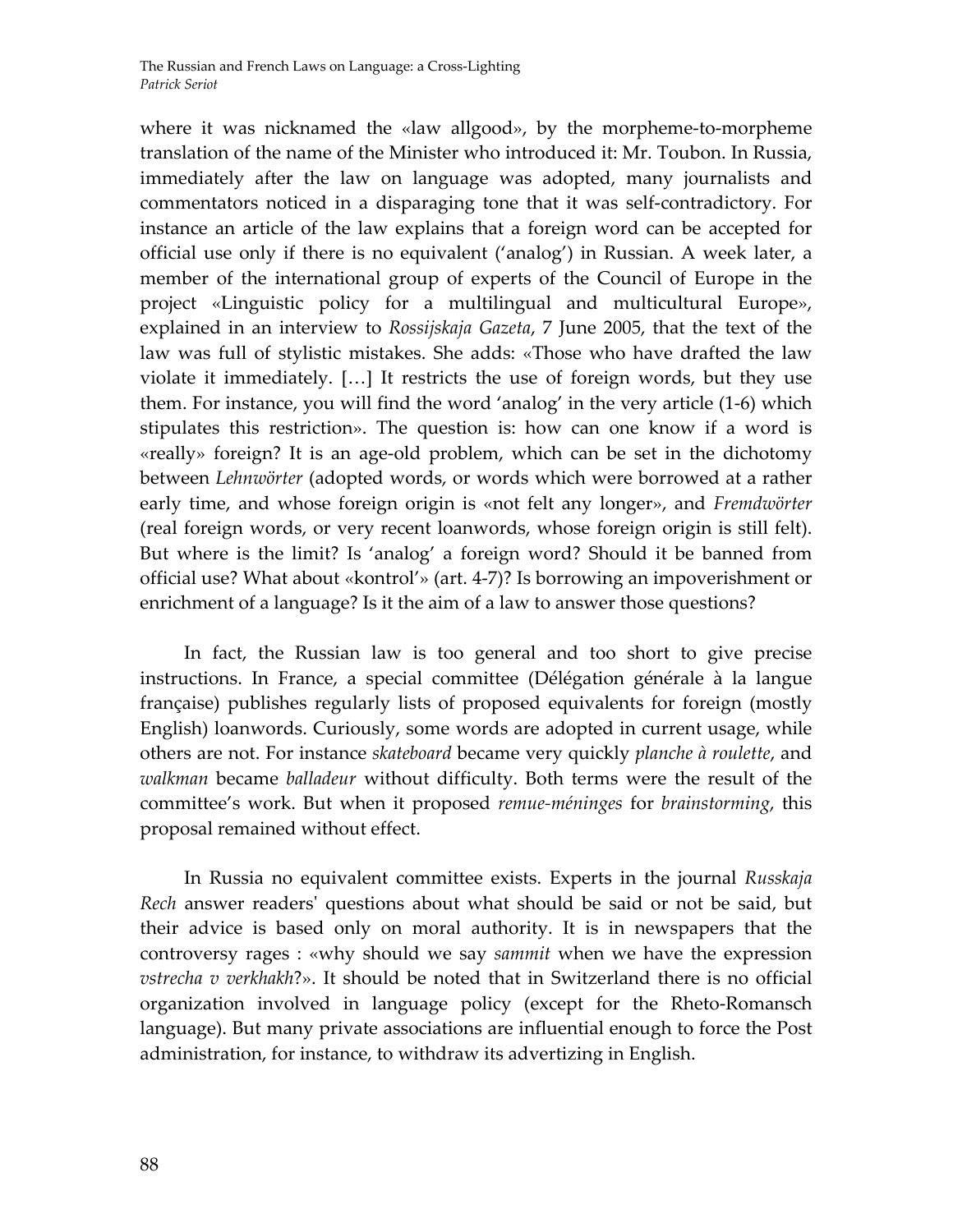where it was nicknamed the «law allgood», by the morpheme-to-morpheme translation of the name of the Minister who introduced it: Mr. Toubon. In Russia, immediately after the law on language was adopted, many journalists and commentators noticed in a disparaging tone that it was self-contradictory. For instance an article of the law explains that a foreign word can be accepted for official use only if there is no equivalent ('analog') in Russian. A week later, a member of the international group of experts of the Council of Europe in the project «Linguistic policy for a multilingual and multicultural Europe», explained in an interview to *Rossijskaja Gazeta*, 7 June 2005, that the text of the law was full of stylistic mistakes. She adds: «Those who have drafted the law violate it immediately. […] It restricts the use of foreign words, but they use them. For instance, you will find the word 'analog' in the very article (1-6) which stipulates this restriction». The question is: how can one know if a word is «really» foreign? It is an age-old problem, which can be set in the dichotomy between *Lehnwörter* (adopted words, or words which were borrowed at a rather early time, and whose foreign origin is «not felt any longer», and *Fremdwörter* (real foreign words, or very recent loanwords, whose foreign origin is still felt). But where is the limit? Is 'analog' a foreign word? Should it be banned from official use? What about «kontrol'» (art. 4-7)? Is borrowing an impoverishment or enrichment of a language? Is it the aim of a law to answer those questions?

In fact, the Russian law is too general and too short to give precise instructions. In France, a special committee (Délégation générale à la langue française) publishes regularly lists of proposed equivalents for foreign (mostly English) loanwords. Curiously, some words are adopted in current usage, while others are not. For instance *skateboard* became very quickly *planche à roulette*, and *walkman* became *balladeur* without difficulty. Both terms were the result of the committee's work. But when it proposed *remue-méninges* for *brainstorming*, this proposal remained without effect.

In Russia no equivalent committee exists. Experts in the journal *Russkaja Rech* answer readers' questions about what should be said or not be said, but their advice is based only on moral authority. It is in newspapers that the controversy rages : «why should we say *sammit* when we have the expression *vstrecha v verkhakh*?». It should be noted that in Switzerland there is no official organization involved in language policy (except for the Rheto-Romansch language). But many private associations are influential enough to force the Post administration, for instance, to withdraw its advertizing in English.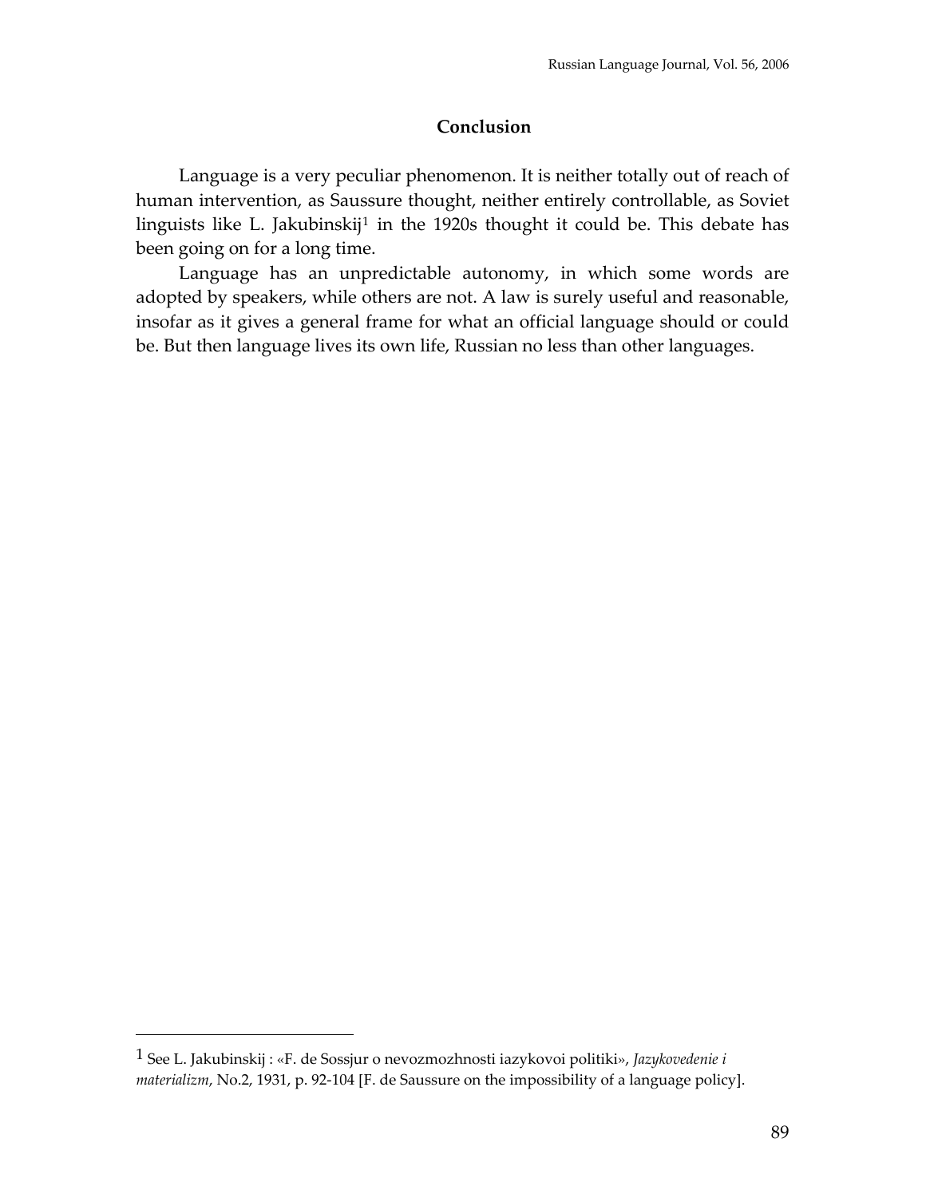## Conclusion

Language is a very peculiar phenomenon. It is neither totally out of reach of human intervention, as Saussure thought, neither entirely controllable, as Soviet linguists like L. Jakubinskij[1] in the 1920s thought it could be. This debate has been going on for a long time.

Language has an unpredictable autonomy, in which some words are adopted by speakers, while others are not. A law is surely useful and reasonable, insofar as it gives a general frame for what an official language should or could be. But then language lives its own life, Russian no less than other languages.

---

[1] See L. Jakubinskij : «F. de Sossjur o nevozmozhnosti iazykovoi politiki», *Jazykovedenie i materializm*, No.2, 1931, p. 92-104 [F. de Saussure on the impossibility of a language policy].